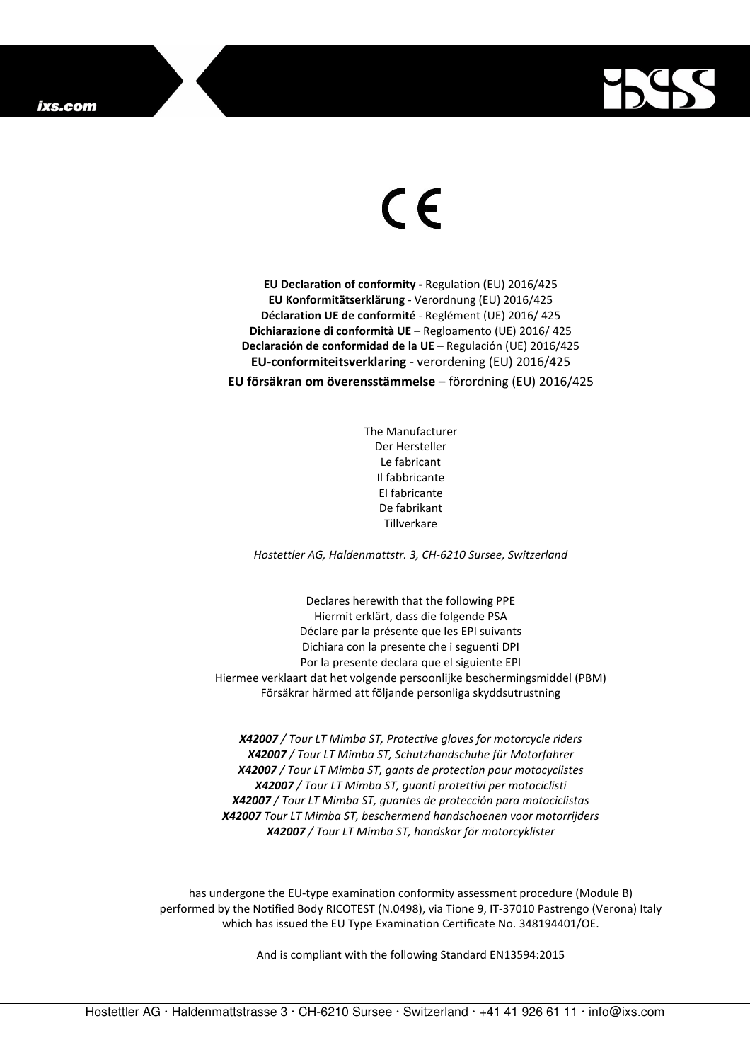CE

**EU Declaration of conformity -** Regulation **(**EU) 2016/425
**EU Konformitätserklärung** - Verordnung (EU) 2016/425
**Déclaration UE de conformité** - Reglément (UE) 2016/ 425
**Dichiarazione di conformità UE** – Regloamento (UE) 2016/ 425
**Declaración de conformidad de la UE** – Regulación (UE) 2016/425
**EU-conformiteitsverklaring** - verordening (EU) 2016/425
**EU försäkran om överensstämmelse** – förordning (EU) 2016/425

The Manufacturer
Der Hersteller
Le fabricant
Il fabbricante
El fabricante
De fabrikant
Tillverkare

*Hostettler AG, Haldenmattstr. 3, CH-6210 Sursee, Switzerland*

Declares herewith that the following PPE
Hiermit erklärt, dass die folgende PSA
Déclare par la présente que les EPI suivants
Dichiara con la presente che i seguenti DPI
Por la presente declara que el siguiente EPI
Hiermee verklaart dat het volgende persoonlijke beschermingsmiddel (PBM)
Försäkrar härmed att följande personliga skyddsutrustning

***X42007** / Tour LT Mimba ST, Protective gloves for motorcycle riders*
***X42007** / Tour LT Mimba ST, Schutzhandschuhe für Motorfahrer*
***X42007** / Tour LT Mimba ST, gants de protection pour motocyclistes*
***X42007** / Tour LT Mimba ST, guanti protettivi per motociclisti*
***X42007** / Tour LT Mimba ST, guantes de protección para motociclistas*
***X42007** Tour LT Mimba ST, beschermend handschoenen voor motorrijders*
***X42007** / Tour LT Mimba ST, handskar för motorcyklister*

has undergone the EU-type examination conformity assessment procedure (Module B) performed by the Notified Body RICOTEST (N.0498), via Tione 9, IT-37010 Pastrengo (Verona) Italy which has issued the EU Type Examination Certificate No. 348194401/OE.

And is compliant with the following Standard EN13594:2015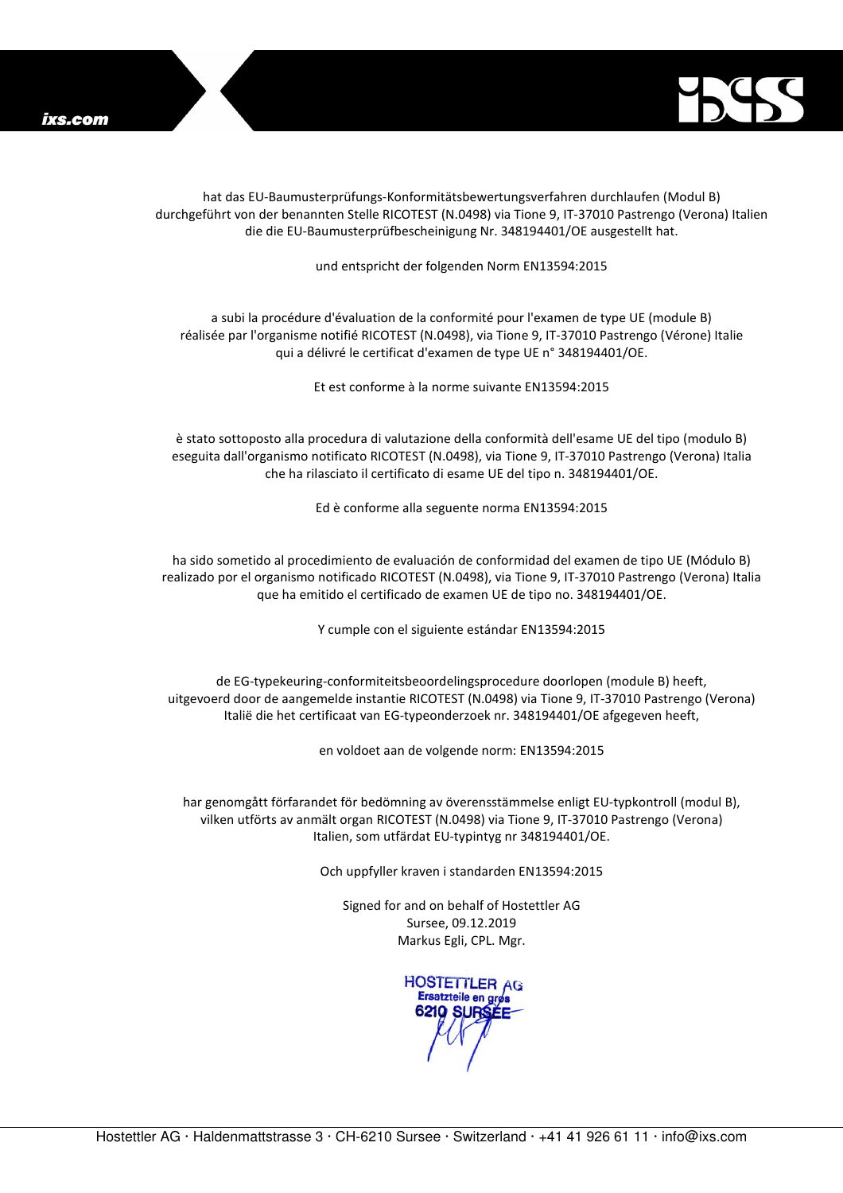hat das EU-Baumusterprüfungs-Konformitätsbewertungsverfahren durchlaufen (Modul B) durchgeführt von der benannten Stelle RICOTEST (N.0498) via Tione 9, IT-37010 Pastrengo (Verona) Italien die die EU-Baumusterprüfbescheinigung Nr. 348194401/OE ausgestellt hat.

und entspricht der folgenden Norm EN13594:2015

a subi la procédure d'évaluation de la conformité pour l'examen de type UE (module B) réalisée par l'organisme notifié RICOTEST (N.0498), via Tione 9, IT-37010 Pastrengo (Vérone) Italie qui a délivré le certificat d'examen de type UE n° 348194401/OE.

Et est conforme à la norme suivante EN13594:2015

è stato sottoposto alla procedura di valutazione della conformità dell'esame UE del tipo (modulo B) eseguita dall'organismo notificato RICOTEST (N.0498), via Tione 9, IT-37010 Pastrengo (Verona) Italia che ha rilasciato il certificato di esame UE del tipo n. 348194401/OE.

Ed è conforme alla seguente norma EN13594:2015

ha sido sometido al procedimiento de evaluación de conformidad del examen de tipo UE (Módulo B) realizado por el organismo notificado RICOTEST (N.0498), via Tione 9, IT-37010 Pastrengo (Verona) Italia que ha emitido el certificado de examen UE de tipo no. 348194401/OE.

Y cumple con el siguiente estándar EN13594:2015

de EG-typekeuring-conformiteitsbeoordelingsprocedure doorlopen (module B) heeft, uitgevoerd door de aangemelde instantie RICOTEST (N.0498) via Tione 9, IT-37010 Pastrengo (Verona) Italië die het certificaat van EG-typeonderzoek nr. 348194401/OE afgegeven heeft,

en voldoet aan de volgende norm: EN13594:2015

har genomgått förfarandet för bedömning av överensstämmelse enligt EU-typkontroll (modul B), vilken utförts av anmält organ RICOTEST (N.0498) via Tione 9, IT-37010 Pastrengo (Verona) Italien, som utfärdat EU-typintyg nr 348194401/OE.

Och uppfyller kraven i standarden EN13594:2015

Signed for and on behalf of Hostettler AG
Sursee, 09.12.2019
Markus Egli, CPL. Mgr.

HOSTETTLER AG
Ersatzteile en gros
6210 SURSEE

Hostettler AG · Haldenmattstrasse 3 · CH-6210 Sursee · Switzerland · +41 41 926 61 11 · info@ixs.com